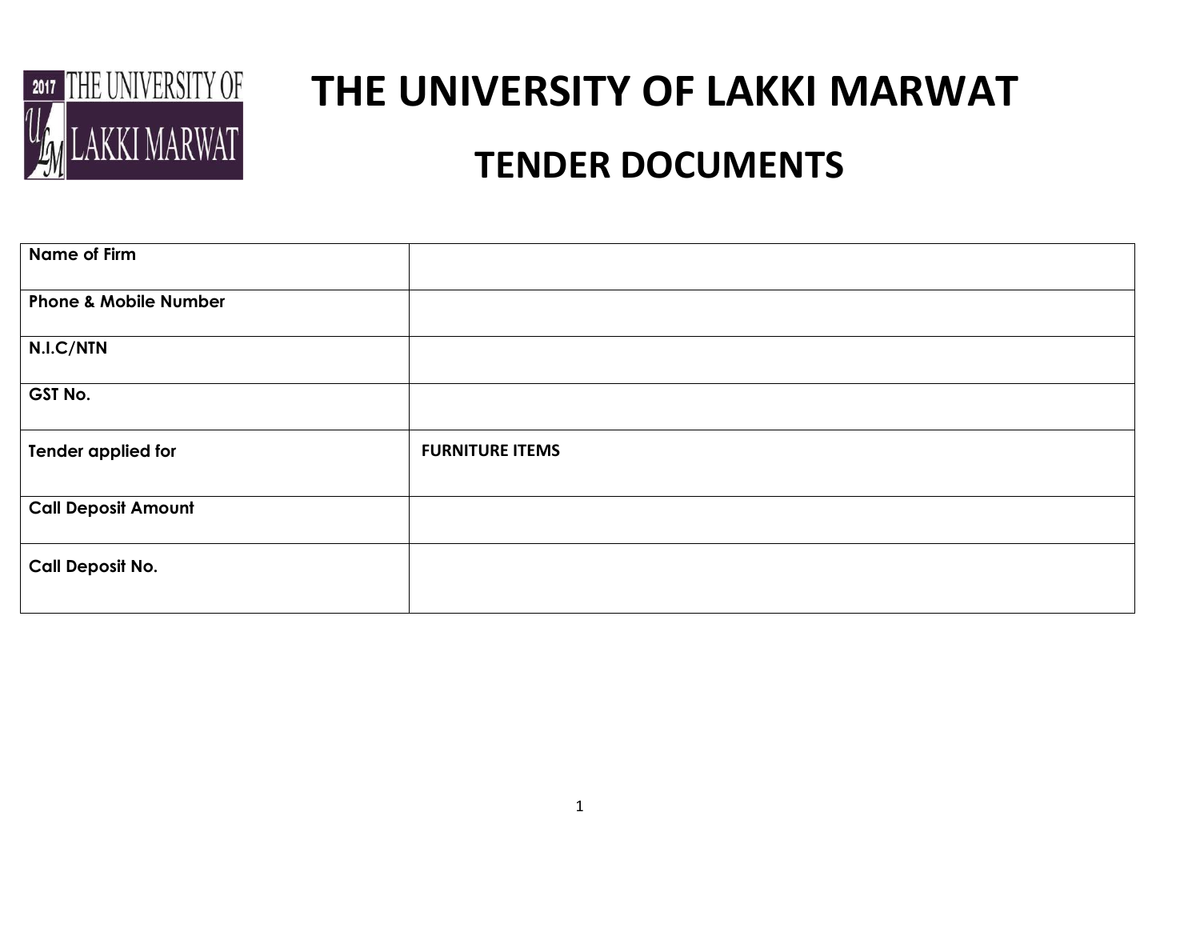# THE UNIVERSITY OF LAKKI MARWAT

## TENDER DOCUMENTS

| | |
|---|---|
| **Name of Firm** | |
| **Phone & Mobile Number** | |
| **N.I.C/NTN** | |
| **GST No.** | |
| **Tender applied for** | **FURNITURE ITEMS** |
| **Call Deposit Amount** | |
| **Call Deposit No.** | |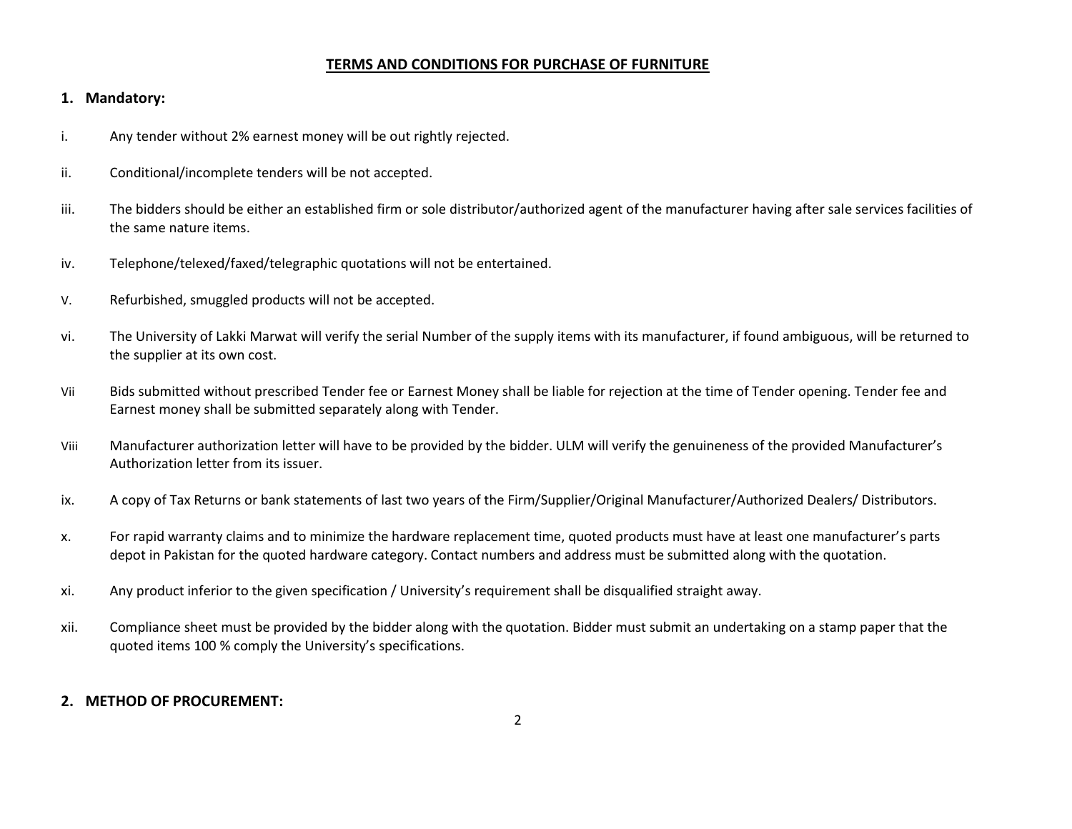## TERMS AND CONDITIONS FOR PURCHASE OF FURNITURE

### 1. Mandatory:

i. Any tender without 2% earnest money will be out rightly rejected.

ii. Conditional/incomplete tenders will be not accepted.

iii. The bidders should be either an established firm or sole distributor/authorized agent of the manufacturer having after sale services facilities of the same nature items.

iv. Telephone/telexed/faxed/telegraphic quotations will not be entertained.

V. Refurbished, smuggled products will not be accepted.

vi. The University of Lakki Marwat will verify the serial Number of the supply items with its manufacturer, if found ambiguous, will be returned to the supplier at its own cost.

Vii Bids submitted without prescribed Tender fee or Earnest Money shall be liable for rejection at the time of Tender opening. Tender fee and Earnest money shall be submitted separately along with Tender.

Viii Manufacturer authorization letter will have to be provided by the bidder. ULM will verify the genuineness of the provided Manufacturer's Authorization letter from its issuer.

ix. A copy of Tax Returns or bank statements of last two years of the Firm/Supplier/Original Manufacturer/Authorized Dealers/ Distributors.

x. For rapid warranty claims and to minimize the hardware replacement time, quoted products must have at least one manufacturer's parts depot in Pakistan for the quoted hardware category. Contact numbers and address must be submitted along with the quotation.

xi. Any product inferior to the given specification / University's requirement shall be disqualified straight away.

xii. Compliance sheet must be provided by the bidder along with the quotation. Bidder must submit an undertaking on a stamp paper that the quoted items 100 % comply the University's specifications.

### 2. METHOD OF PROCUREMENT: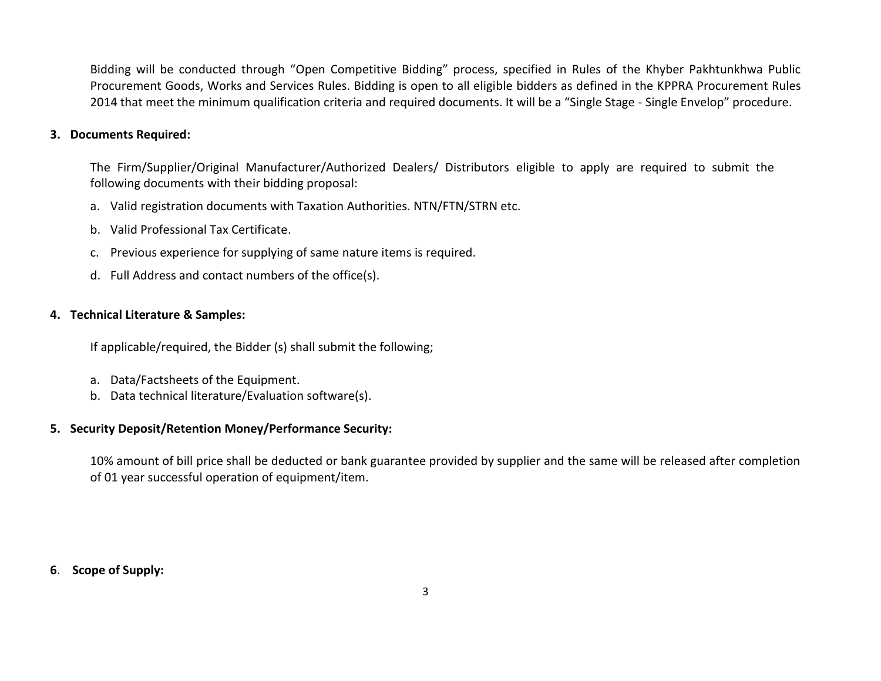Bidding will be conducted through "Open Competitive Bidding" process, specified in Rules of the Khyber Pakhtunkhwa Public Procurement Goods, Works and Services Rules. Bidding is open to all eligible bidders as defined in the KPPRA Procurement Rules 2014 that meet the minimum qualification criteria and required documents. It will be a "Single Stage - Single Envelop" procedure.

**3. Documents Required:**

The Firm/Supplier/Original Manufacturer/Authorized Dealers/ Distributors eligible to apply are required to submit the following documents with their bidding proposal:

a. Valid registration documents with Taxation Authorities. NTN/FTN/STRN etc.

b. Valid Professional Tax Certificate.

c. Previous experience for supplying of same nature items is required.

d. Full Address and contact numbers of the office(s).

**4. Technical Literature & Samples:**

If applicable/required, the Bidder (s) shall submit the following;

a. Data/Factsheets of the Equipment.
b. Data technical literature/Evaluation software(s).

**5. Security Deposit/Retention Money/Performance Security:**

10% amount of bill price shall be deducted or bank guarantee provided by supplier and the same will be released after completion of 01 year successful operation of equipment/item.

**6. Scope of Supply:**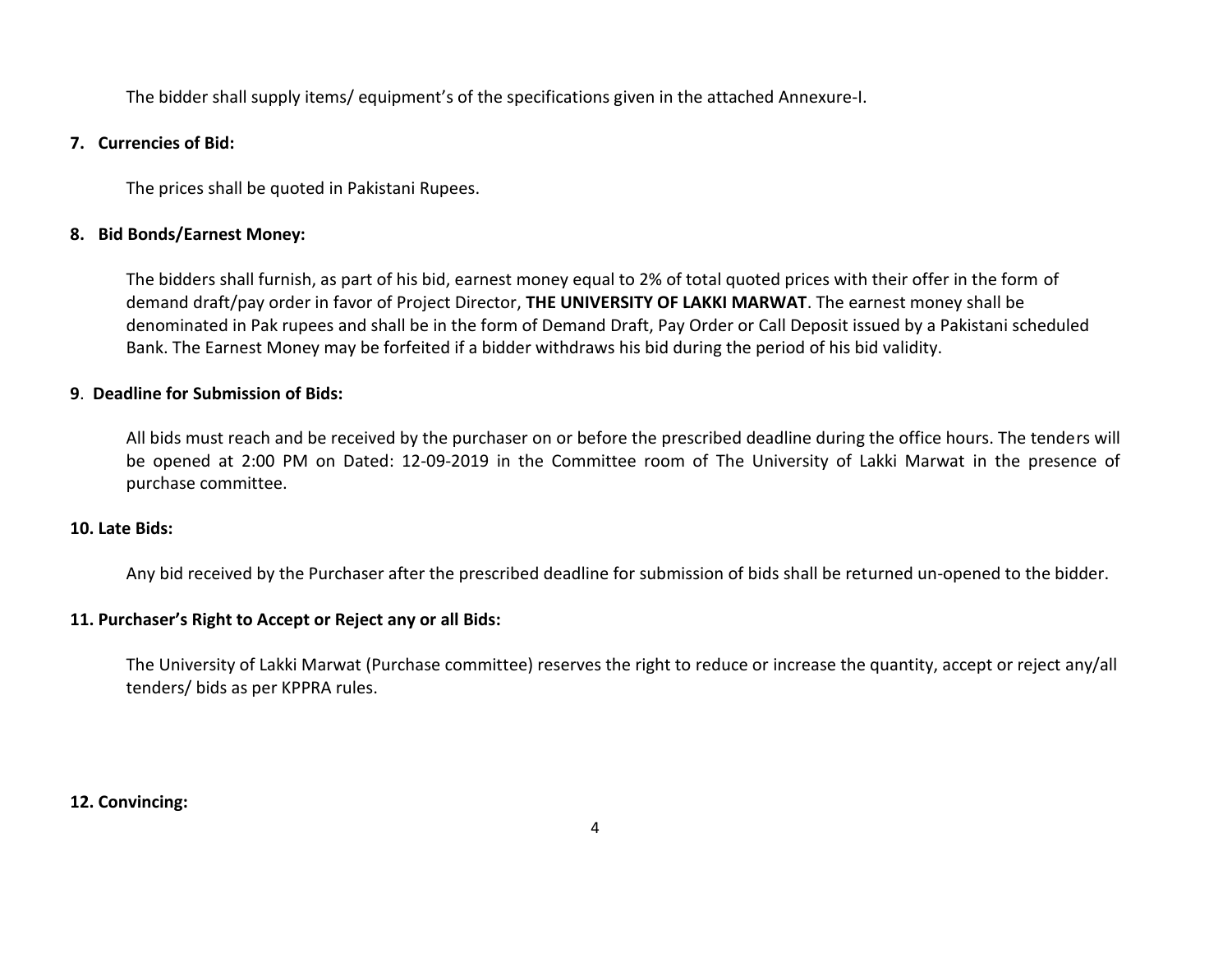The bidder shall supply items/ equipment's of the specifications given in the attached Annexure-I.

**7. Currencies of Bid:**

The prices shall be quoted in Pakistani Rupees.

**8. Bid Bonds/Earnest Money:**

The bidders shall furnish, as part of his bid, earnest money equal to 2% of total quoted prices with their offer in the form of demand draft/pay order in favor of Project Director, **THE UNIVERSITY OF LAKKI MARWAT**. The earnest money shall be denominated in Pak rupees and shall be in the form of Demand Draft, Pay Order or Call Deposit issued by a Pakistani scheduled Bank. The Earnest Money may be forfeited if a bidder withdraws his bid during the period of his bid validity.

**9. Deadline for Submission of Bids:**

All bids must reach and be received by the purchaser on or before the prescribed deadline during the office hours. The tenders will be opened at 2:00 PM on Dated: 12-09-2019 in the Committee room of The University of Lakki Marwat in the presence of purchase committee.

**10. Late Bids:**

Any bid received by the Purchaser after the prescribed deadline for submission of bids shall be returned un-opened to the bidder.

**11. Purchaser's Right to Accept or Reject any or all Bids:**

The University of Lakki Marwat (Purchase committee) reserves the right to reduce or increase the quantity, accept or reject any/all tenders/ bids as per KPPRA rules.

**12. Convincing:**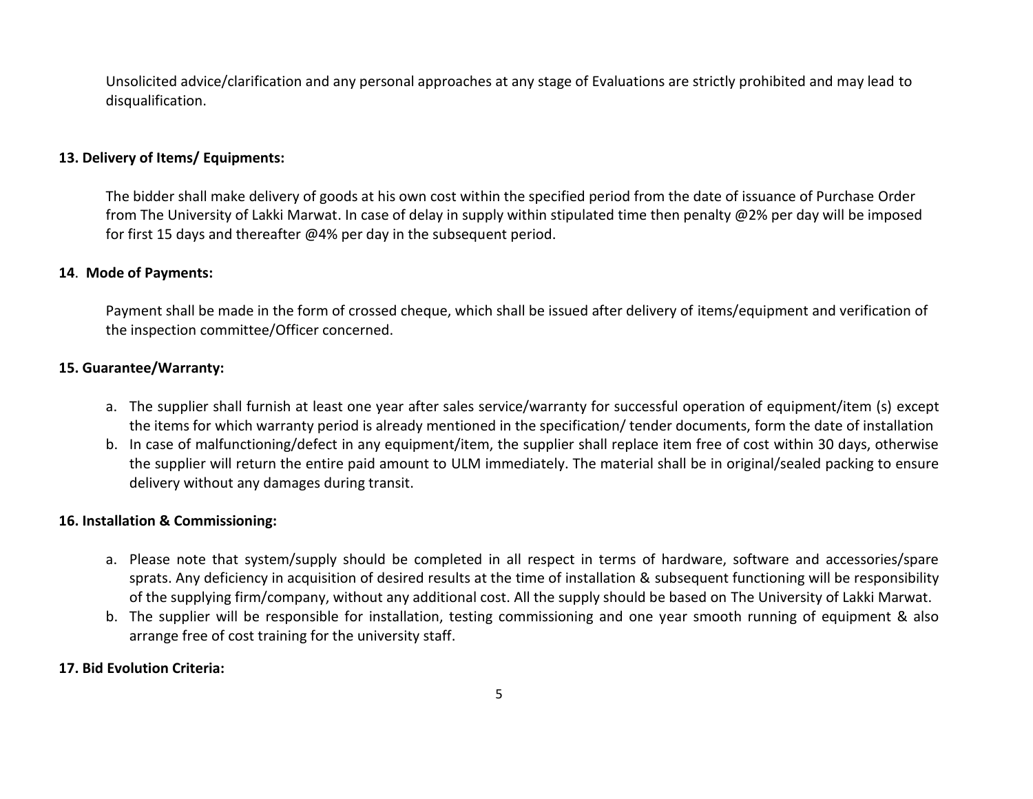Unsolicited advice/clarification and any personal approaches at any stage of Evaluations are strictly prohibited and may lead to disqualification.

**13. Delivery of Items/ Equipments:**

The bidder shall make delivery of goods at his own cost within the specified period from the date of issuance of Purchase Order from The University of Lakki Marwat. In case of delay in supply within stipulated time then penalty @2% per day will be imposed for first 15 days and thereafter @4% per day in the subsequent period.

**14. Mode of Payments:**

Payment shall be made in the form of crossed cheque, which shall be issued after delivery of items/equipment and verification of the inspection committee/Officer concerned.

**15. Guarantee/Warranty:**

a. The supplier shall furnish at least one year after sales service/warranty for successful operation of equipment/item (s) except the items for which warranty period is already mentioned in the specification/ tender documents, form the date of installation
b. In case of malfunctioning/defect in any equipment/item, the supplier shall replace item free of cost within 30 days, otherwise the supplier will return the entire paid amount to ULM immediately. The material shall be in original/sealed packing to ensure delivery without any damages during transit.

**16. Installation & Commissioning:**

a. Please note that system/supply should be completed in all respect in terms of hardware, software and accessories/spare sprats. Any deficiency in acquisition of desired results at the time of installation & subsequent functioning will be responsibility of the supplying firm/company, without any additional cost. All the supply should be based on The University of Lakki Marwat.
b. The supplier will be responsible for installation, testing commissioning and one year smooth running of equipment & also arrange free of cost training for the university staff.

**17. Bid Evolution Criteria:**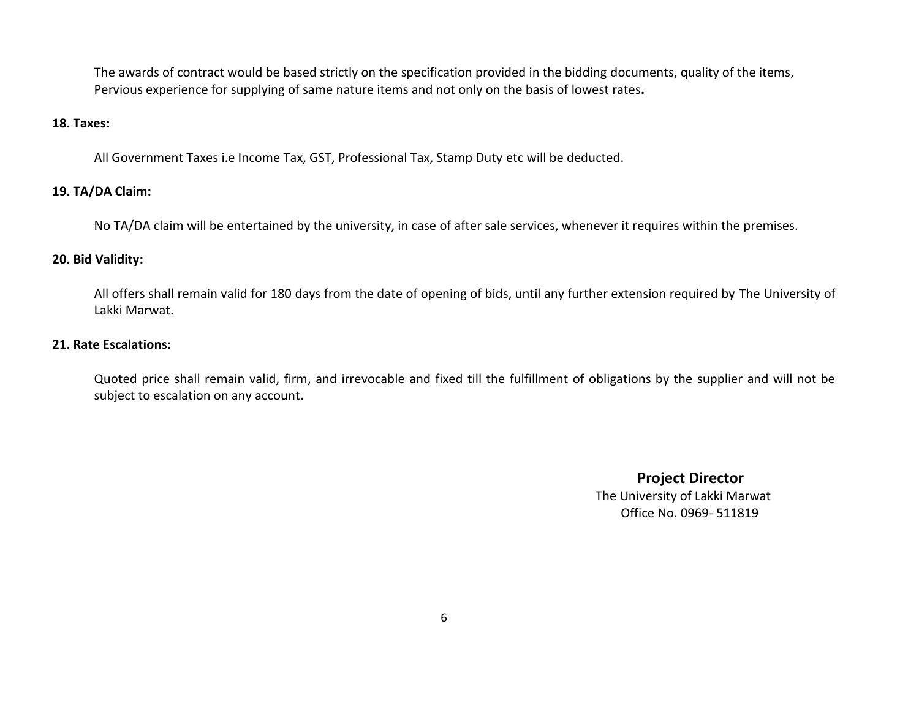The awards of contract would be based strictly on the specification provided in the bidding documents, quality of the items, Pervious experience for supplying of same nature items and not only on the basis of lowest rates**.**

**18. Taxes:**

All Government Taxes i.e Income Tax, GST, Professional Tax, Stamp Duty etc will be deducted.

**19. TA/DA Claim:**

No TA/DA claim will be entertained by the university, in case of after sale services, whenever it requires within the premises.

**20. Bid Validity:**

All offers shall remain valid for 180 days from the date of opening of bids, until any further extension required by The University of Lakki Marwat.

**21. Rate Escalations:**

Quoted price shall remain valid, firm, and irrevocable and fixed till the fulfillment of obligations by the supplier and will not be subject to escalation on any account**.**

**Project Director**
The University of Lakki Marwat
Office No. 0969- 511819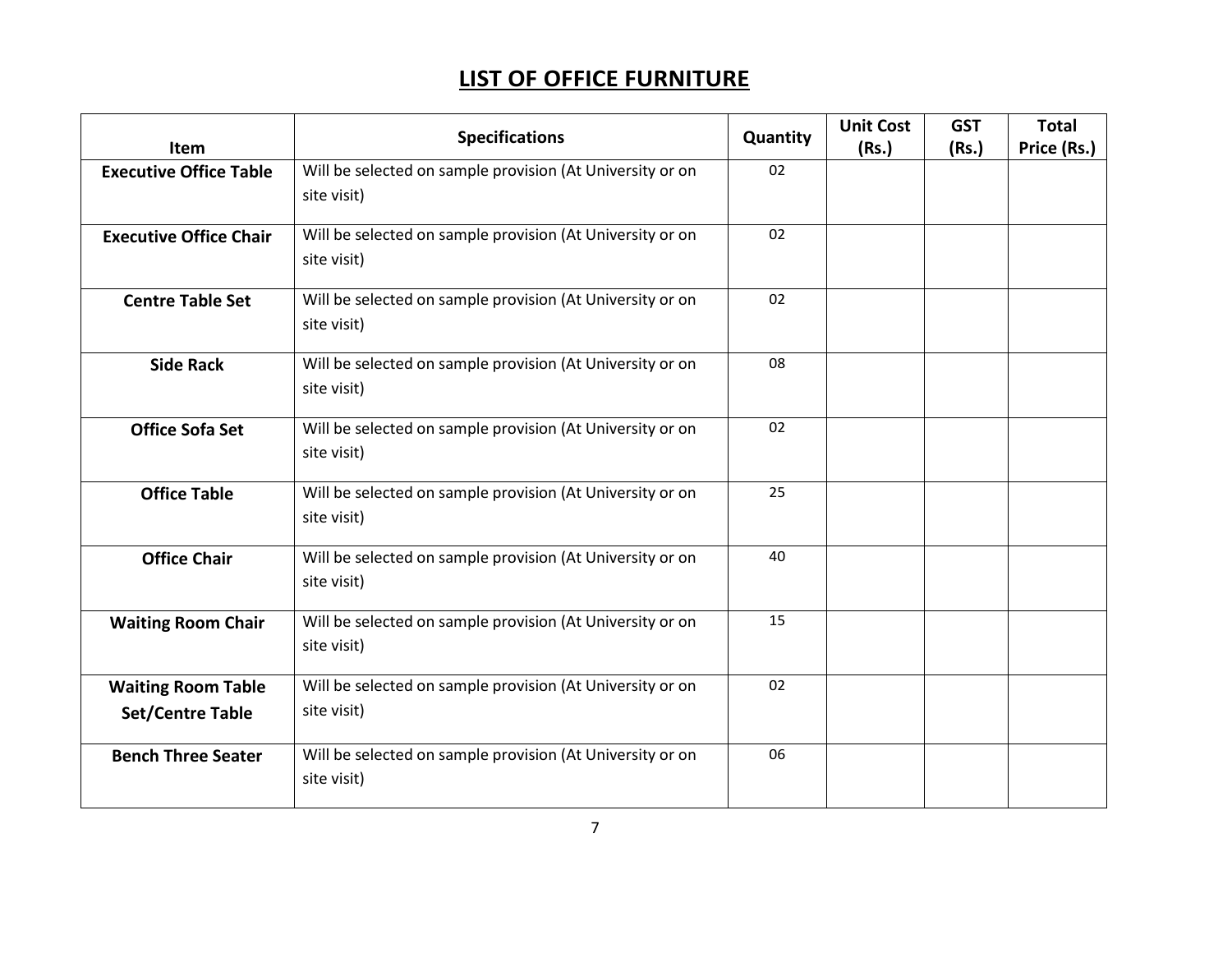# LIST OF OFFICE FURNITURE

| Item | Specifications | Quantity | Unit Cost (Rs.) | GST (Rs.) | Total Price (Rs.) |
|---|---|---|---|---|---|
| **Executive Office Table** | Will be selected on sample provision (At University or on site visit) | 02 | | | |
| **Executive Office Chair** | Will be selected on sample provision (At University or on site visit) | 02 | | | |
| **Centre Table Set** | Will be selected on sample provision (At University or on site visit) | 02 | | | |
| **Side Rack** | Will be selected on sample provision (At University or on site visit) | 08 | | | |
| **Office Sofa Set** | Will be selected on sample provision (At University or on site visit) | 02 | | | |
| **Office Table** | Will be selected on sample provision (At University or on site visit) | 25 | | | |
| **Office Chair** | Will be selected on sample provision (At University or on site visit) | 40 | | | |
| **Waiting Room Chair** | Will be selected on sample provision (At University or on site visit) | 15 | | | |
| **Waiting Room Table Set/Centre Table** | Will be selected on sample provision (At University or on site visit) | 02 | | | |
| **Bench Three Seater** | Will be selected on sample provision (At University or on site visit) | 06 | | | |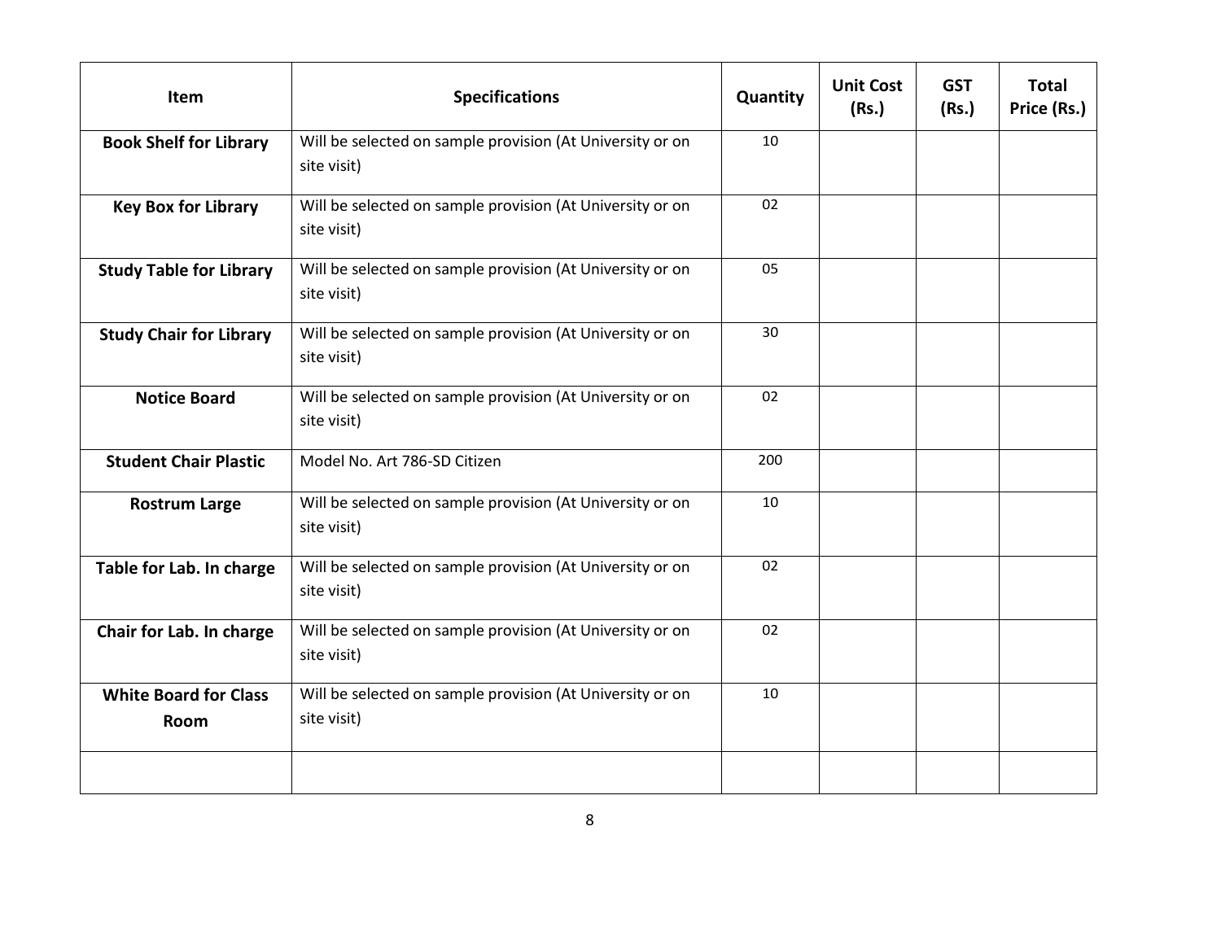| Item | Specifications | Quantity | Unit Cost (Rs.) | GST (Rs.) | Total Price (Rs.) |
|---|---|---|---|---|---|
| **Book Shelf for Library** | Will be selected on sample provision (At University or on site visit) | 10 | | | |
| **Key Box for Library** | Will be selected on sample provision (At University or on site visit) | 02 | | | |
| **Study Table for Library** | Will be selected on sample provision (At University or on site visit) | 05 | | | |
| **Study Chair for Library** | Will be selected on sample provision (At University or on site visit) | 30 | | | |
| **Notice Board** | Will be selected on sample provision (At University or on site visit) | 02 | | | |
| **Student Chair Plastic** | Model No. Art 786-SD Citizen | 200 | | | |
| **Rostrum Large** | Will be selected on sample provision (At University or on site visit) | 10 | | | |
| **Table for Lab. In charge** | Will be selected on sample provision (At University or on site visit) | 02 | | | |
| **Chair for Lab. In charge** | Will be selected on sample provision (At University or on site visit) | 02 | | | |
| **White Board for Class Room** | Will be selected on sample provision (At University or on site visit) | 10 | | | |
| | | | | | |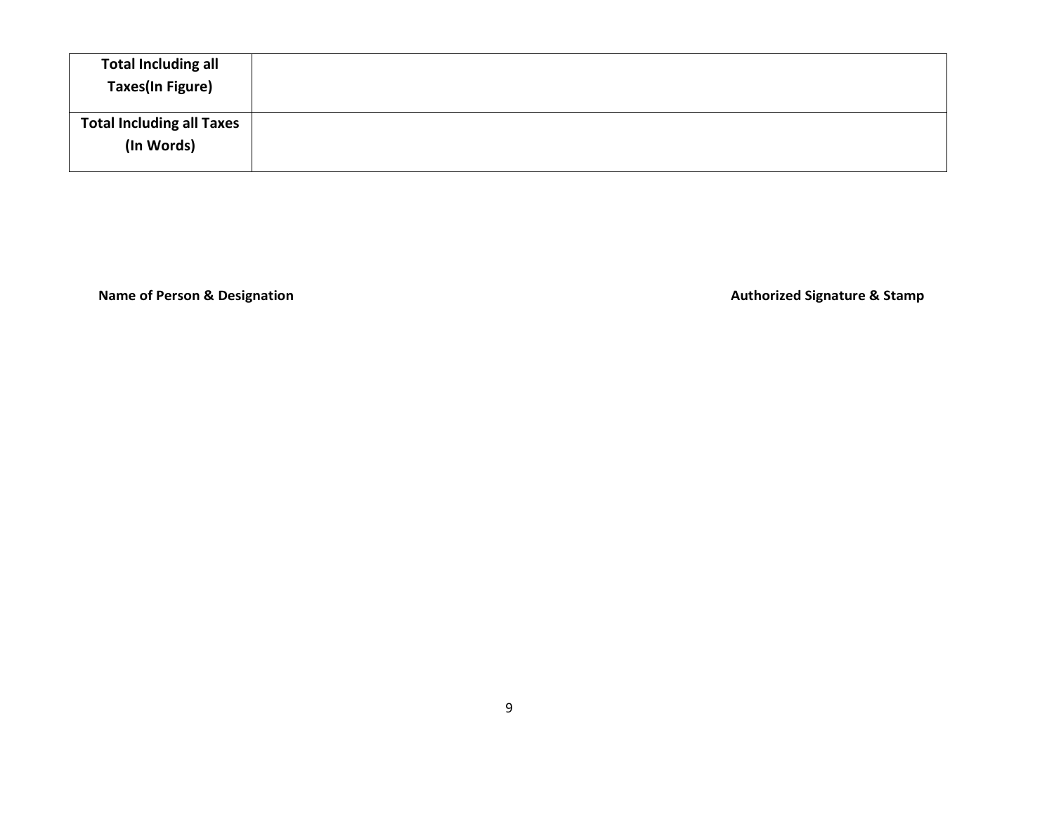| | |
|---|---|
| **Total Including all Taxes(In Figure)** | |
| **Total Including all Taxes (In Words)** | |

**Name of Person & Designation**

**Authorized Signature & Stamp**